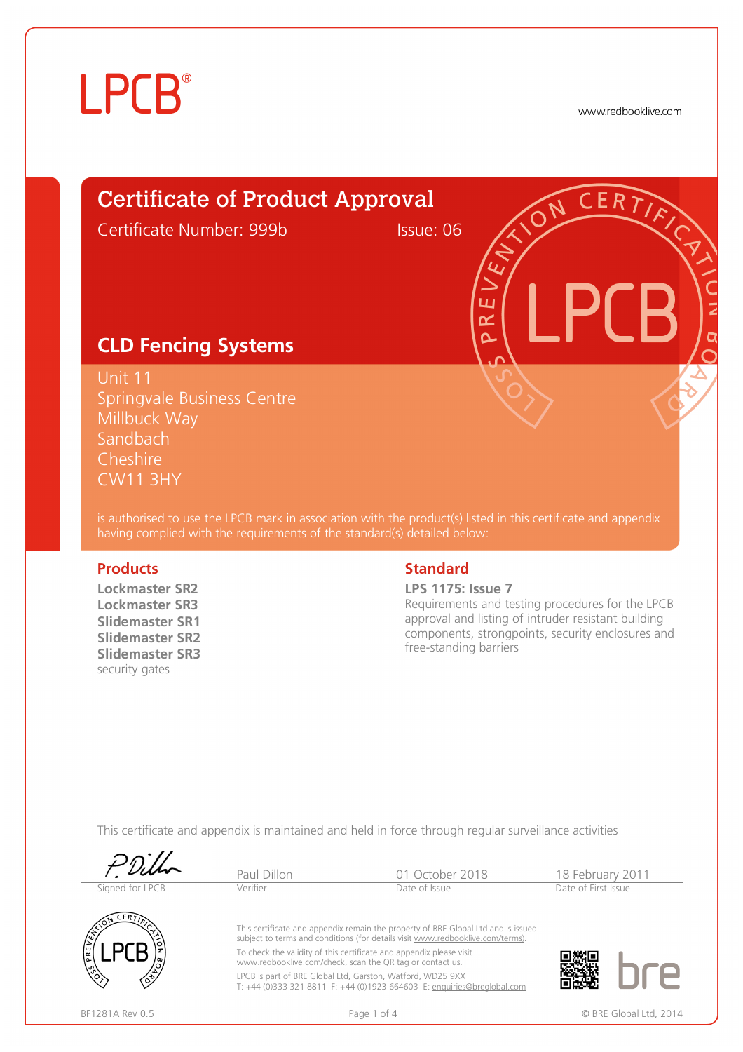LPCB®

www.redbooklive.com

# Certificate of Product Approval

Certificate Number: 999b Issue: 06

## CLD Fencing Systems

Unit 11
Springvale Business Centre
Millbuck Way
Sandbach
Cheshire
CW11 3HY

is authorised to use the LPCB mark in association with the product(s) listed in this certificate and appendix having complied with the requirements of the standard(s) detailed below:

### Products

**Lockmaster SR2**
**Lockmaster SR3**
**Slidemaster SR1**
**Slidemaster SR2**
**Slidemaster SR3**
security gates

### Standard

**LPS 1175: Issue 7**
Requirements and testing procedures for the LPCB approval and listing of intruder resistant building components, strongpoints, security enclosures and free-standing barriers

This certificate and appendix is maintained and held in force through regular surveillance activities

| Signed for LPCB | Paul Dillon<br>Verifier | 01 October 2018<br>Date of Issue | 18 February 2011<br>Date of First Issue |
|---|---|---|---|

This certificate and appendix remain the property of BRE Global Ltd and is issued subject to terms and conditions (for details visit www.redbooklive.com/terms).

To check the validity of this certificate and appendix please visit www.redbooklive.com/check, scan the QR tag or contact us.

LPCB is part of BRE Global Ltd, Garston, Watford, WD25 9XX
T: +44 (0)333 321 8811 F: +44 (0)1923 664603 E: enquiries@breglobal.com

BF1281A Rev 0.5

© BRE Global Ltd, 2014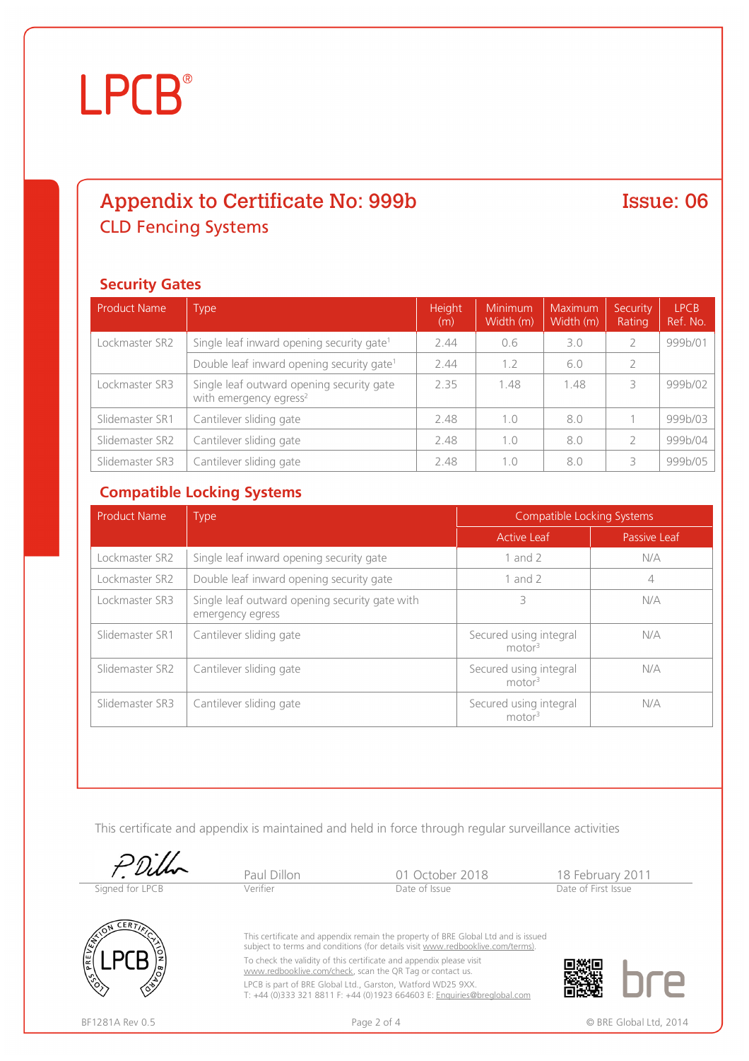LPCB®

# Appendix to Certificate No: 999b

**Issue: 06**

## CLD Fencing Systems

### Security Gates

| Product Name | Type | Height (m) | Minimum Width (m) | Maximum Width (m) | Security Rating | LPCB Ref. No. |
|---|---|---|---|---|---|---|
| Lockmaster SR2 | Single leaf inward opening security gate[1] | 2.44 | 0.6 | 3.0 | 2 | 999b/01 |
| | Double leaf inward opening security gate[1] | 2.44 | 1.2 | 6.0 | 2 | |
| Lockmaster SR3 | Single leaf outward opening security gate with emergency egress[2] | 2.35 | 1.48 | 1.48 | 3 | 999b/02 |
| Slidemaster SR1 | Cantilever sliding gate | 2.48 | 1.0 | 8.0 | 1 | 999b/03 |
| Slidemaster SR2 | Cantilever sliding gate | 2.48 | 1.0 | 8.0 | 2 | 999b/04 |
| Slidemaster SR3 | Cantilever sliding gate | 2.48 | 1.0 | 8.0 | 3 | 999b/05 |

### Compatible Locking Systems

| Product Name | Type | Compatible Locking Systems | |
|---|---|---|---|
| | | Active Leaf | Passive Leaf |
| Lockmaster SR2 | Single leaf inward opening security gate | 1 and 2 | N/A |
| Lockmaster SR2 | Double leaf inward opening security gate | 1 and 2 | 4 |
| Lockmaster SR3 | Single leaf outward opening security gate with emergency egress | 3 | N/A |
| Slidemaster SR1 | Cantilever sliding gate | Secured using integral motor[3] | N/A |
| Slidemaster SR2 | Cantilever sliding gate | Secured using integral motor[3] | N/A |
| Slidemaster SR3 | Cantilever sliding gate | Secured using integral motor[3] | N/A |

This certificate and appendix is maintained and held in force through regular surveillance activities

| Signed for LPCB | Paul Dillon | 01 October 2018 | 18 February 2011 |
|---|---|---|---|
| | Verifier | Date of Issue | Date of First Issue |

This certificate and appendix remain the property of BRE Global Ltd and is issued subject to terms and conditions (for details visit www.redbooklive.com/terms).

To check the validity of this certificate and appendix please visit www.redbooklive.com/check, scan the QR Tag or contact us.

LPCB is part of BRE Global Ltd., Garston, Watford WD25 9XX.
T: +44 (0)333 321 8811 F: +44 (0)1923 664603 E: Enquiries@breglobal.com

BF1281A Rev 0.5

© BRE Global Ltd, 2014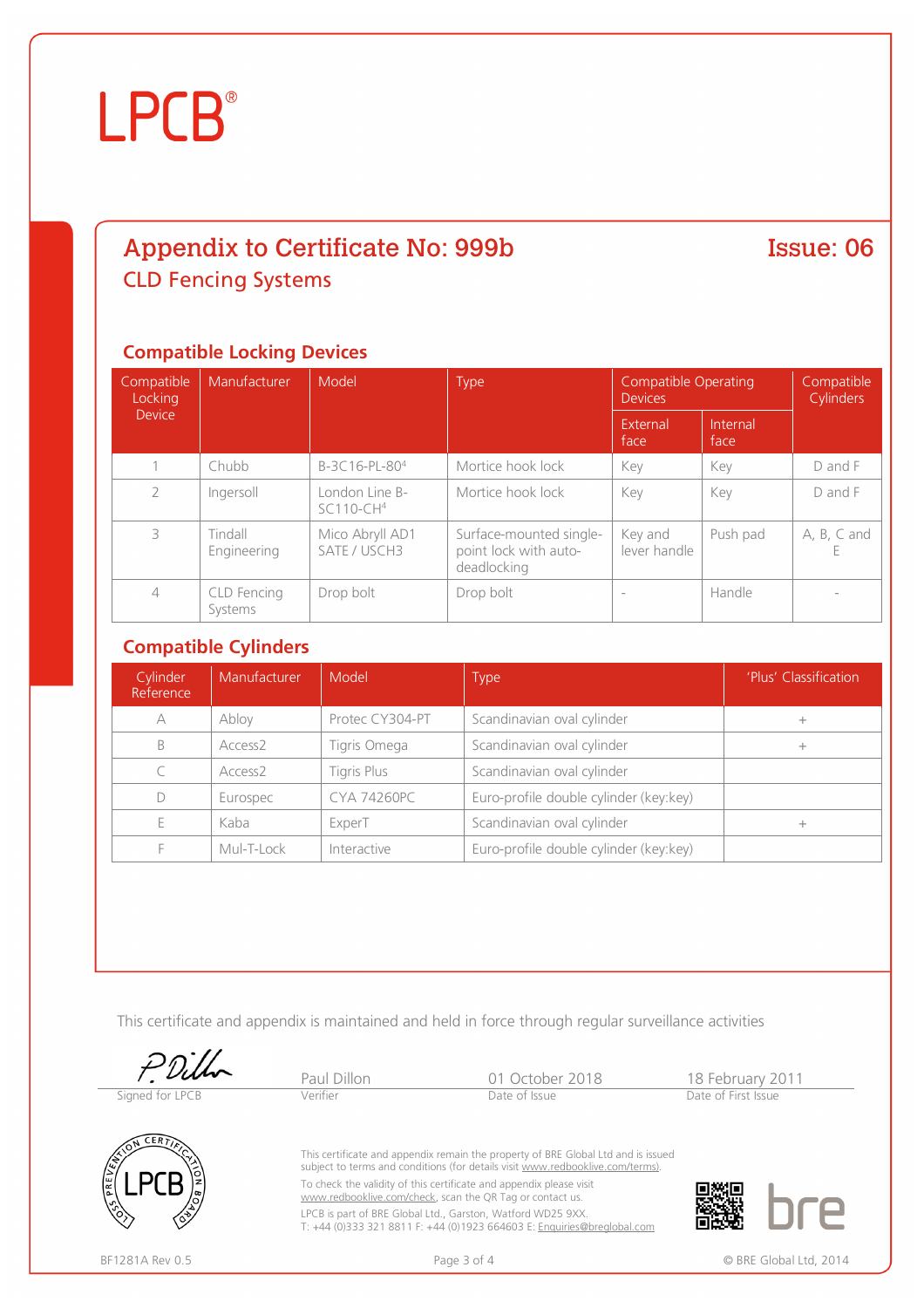LPCB®

# Appendix to Certificate No: 999b

**Issue: 06**

## CLD Fencing Systems

### Compatible Locking Devices

| Compatible Locking Device | Manufacturer | Model | Type | Compatible Operating Devices | | Compatible Cylinders |
|---|---|---|---|---|---|---|
| | | | | External face | Internal face | |
| 1 | Chubb | B-3C16-PL-80[4] | Mortice hook lock | Key | Key | D and F |
| 2 | Ingersoll | London Line B-SC110-CH[4] | Mortice hook lock | Key | Key | D and F |
| 3 | Tindall Engineering | Mico Abryll AD1 SATE / USCH3 | Surface-mounted single-point lock with auto-deadlocking | Key and lever handle | Push pad | A, B, C and E |
| 4 | CLD Fencing Systems | Drop bolt | Drop bolt | - | Handle | - |

### Compatible Cylinders

| Cylinder Reference | Manufacturer | Model | Type | 'Plus' Classification |
|---|---|---|---|---|
| A | Abloy | Protec CY304-PT | Scandinavian oval cylinder | + |
| B | Access2 | Tigris Omega | Scandinavian oval cylinder | + |
| C | Access2 | Tigris Plus | Scandinavian oval cylinder | |
| D | Eurospec | CYA 74260PC | Euro-profile double cylinder (key:key) | |
| E | Kaba | ExperT | Scandinavian oval cylinder | + |
| F | Mul-T-Lock | Interactive | Euro-profile double cylinder (key:key) | |

This certificate and appendix is maintained and held in force through regular surveillance activities

| Signed for LPCB | Paul Dillon<br>Verifier | 01 October 2018<br>Date of Issue | 18 February 2011<br>Date of First Issue |
|---|---|---|---|

This certificate and appendix remain the property of BRE Global Ltd and is issued subject to terms and conditions (for details visit www.redbooklive.com/terms).

To check the validity of this certificate and appendix please visit www.redbooklive.com/check, scan the QR Tag or contact us.

LPCB is part of BRE Global Ltd., Garston, Watford WD25 9XX.
T: +44 (0)333 321 8811 F: +44 (0)1923 664603 E: Enquiries@breglobal.com

BF1281A Rev 0.5 © BRE Global Ltd, 2014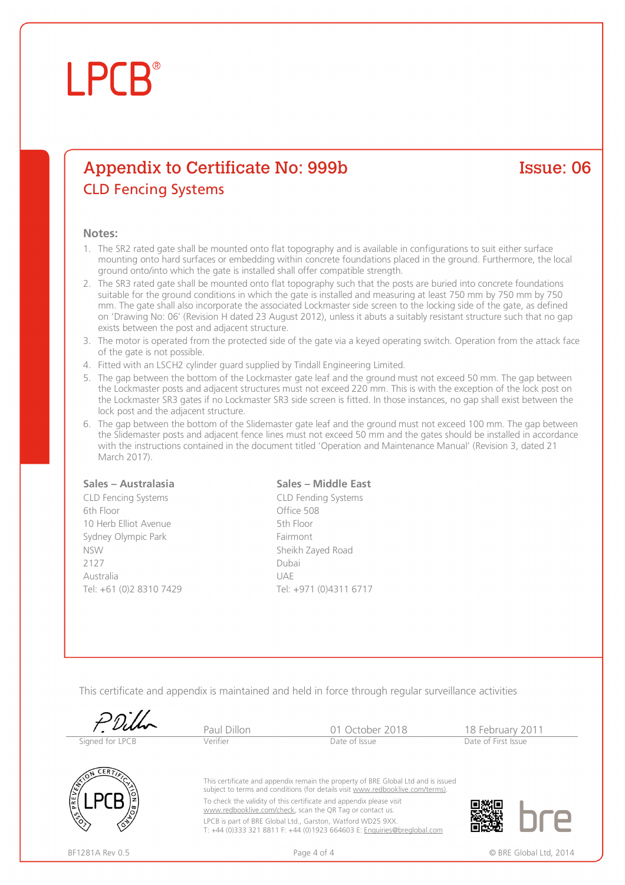LPCB®

# Appendix to Certificate No: 999b

**Issue: 06**

## CLD Fencing Systems

### Notes:

1. The SR2 rated gate shall be mounted onto flat topography and is available in configurations to suit either surface mounting onto hard surfaces or embedding within concrete foundations placed in the ground. Furthermore, the local ground onto/into which the gate is installed shall offer compatible strength.
2. The SR3 rated gate shall be mounted onto flat topography such that the posts are buried into concrete foundations suitable for the ground conditions in which the gate is installed and measuring at least 750 mm by 750 by 750 mm. The gate shall also incorporate the associated Lockmaster side screen to the locking side of the gate, as defined on 'Drawing No: 06' (Revision H dated 23 August 2012), unless it abuts a suitably resistant structure such that no gap exists between the post and adjacent structure.
3. The motor is operated from the protected side of the gate via a keyed operating switch. Operation from the attack face of the gate is not possible.
4. Fitted with an LSCH2 cylinder guard supplied by Tindall Engineering Limited.
5. The gap between the bottom of the Lockmaster gate leaf and the ground must not exceed 50 mm. The gap between the Lockmaster posts and adjacent structures must not exceed 220 mm. This is with the exception of the lock post on the Lockmaster SR3 gates if no Lockmaster SR3 side screen is fitted. In those instances, no gap shall exist between the lock post and the adjacent structure.
6. The gap between the bottom of the Slidemaster gate leaf and the ground must not exceed 100 mm. The gap between the Slidemaster posts and adjacent fence lines must not exceed 50 mm and the gates should be installed in accordance with the instructions contained in the document titled 'Operation and Maintenance Manual' (Revision 3, dated 21 March 2017).

**Sales – Australasia**

CLD Fencing Systems
6th Floor
10 Herb Elliot Avenue
Sydney Olympic Park
NSW
2127
Australia
Tel: +61 (0)2 8310 7429

**Sales – Middle East**

CLD Fending Systems
Office 508
5th Floor
Fairmont
Sheikh Zayed Road
Dubai
UAE
Tel: +971 (0)4311 6717

This certificate and appendix is maintained and held in force through regular surveillance activities

| Signed for LPCB | Paul Dillon | 01 October 2018 | 18 February 2011 |
|---|---|---|---|
| | Verifier | Date of Issue | Date of First Issue |

This certificate and appendix remain the property of BRE Global Ltd and is issued subject to terms and conditions (for details visit www.redbooklive.com/terms).

To check the validity of this certificate and appendix please visit www.redbooklive.com/check, scan the QR Tag or contact us.

LPCB is part of BRE Global Ltd., Garston, Watford WD25 9XX.
T: +44 (0)333 321 8811 F: +44 (0)1923 664603 E: Enquiries@breglobal.com

BF1281A Rev 0.5

© BRE Global Ltd, 2014